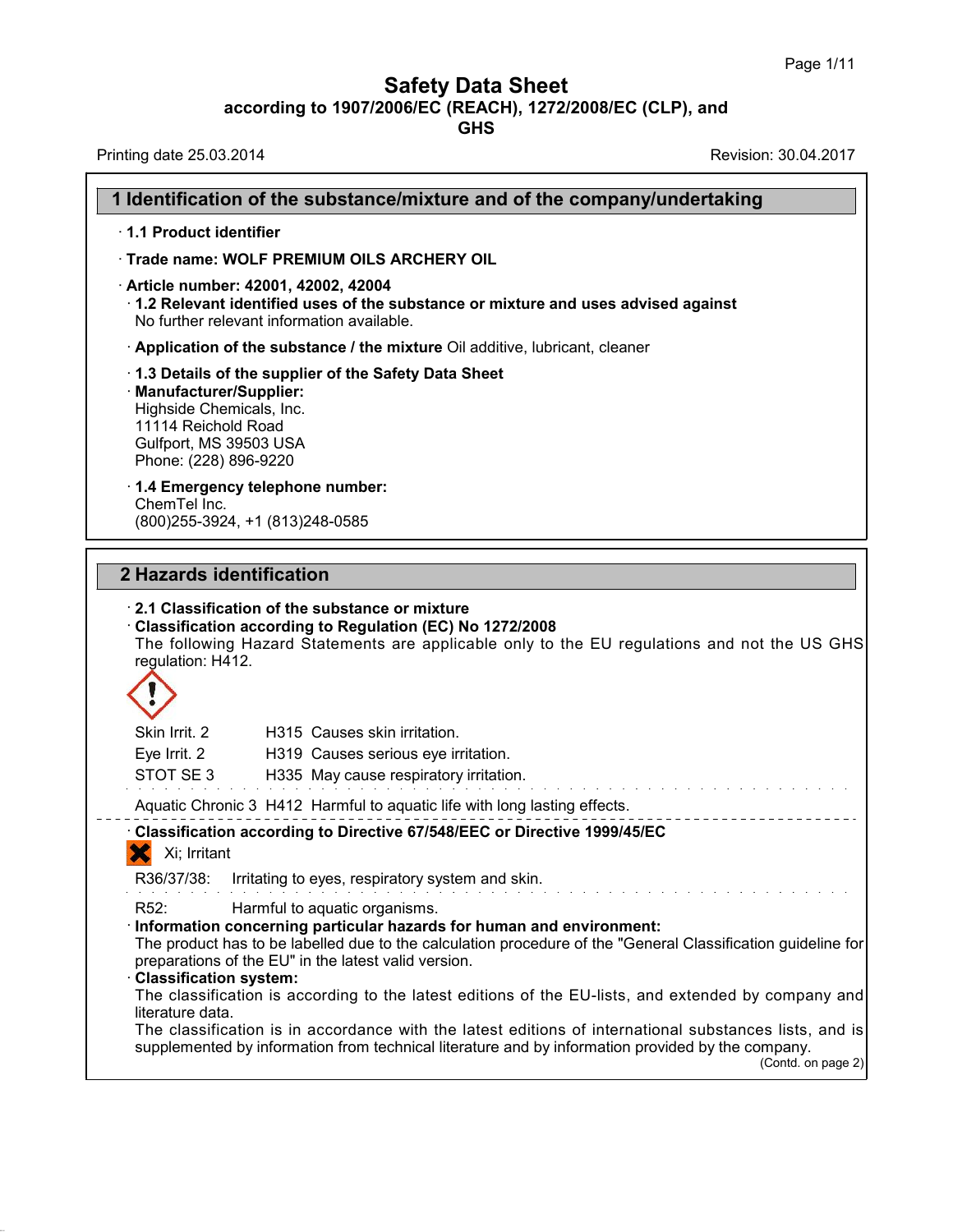# Safety Data Sheet

**according to 1907/2006/EC (REACH), 1272/2008/EC (CLP), and GHS**

Printing date 25.03.2014 Revision: 30.04.2017

## 1 Identification of the substance/mixture and of the company/undertaking

· **1.1 Product identifier**

· **Trade name: WOLF PREMIUM OILS ARCHERY OIL**

· **Article number: 42001, 42002, 42004**

· **1.2 Relevant identified uses of the substance or mixture and uses advised against**
No further relevant information available.

· **Application of the substance / the mixture** Oil additive, lubricant, cleaner

· **1.3 Details of the supplier of the Safety Data Sheet**

· **Manufacturer/Supplier:**
Highside Chemicals, Inc.
11114 Reichold Road
Gulfport, MS 39503 USA
Phone: (228) 896-9220

· **1.4 Emergency telephone number:**
ChemTel Inc.
(800)255-3924, +1 (813)248-0585

## 2 Hazards identification

· **2.1 Classification of the substance or mixture**

· **Classification according to Regulation (EC) No 1272/2008**
The following Hazard Statements are applicable only to the EU regulations and not the US GHS regulation: H412.

| | | |
|---|---|---|
| Skin Irrit. 2 | H315 | Causes skin irritation. |
| Eye Irrit. 2 | H319 | Causes serious eye irritation. |
| STOT SE 3 | H335 | May cause respiratory irritation. |
| Aquatic Chronic 3 | H412 | Harmful to aquatic life with long lasting effects. |

· **Classification according to Directive 67/548/EEC or Directive 1999/45/EC**

Xi; Irritant

R36/37/38: Irritating to eyes, respiratory system and skin.

R52: Harmful to aquatic organisms.

· **Information concerning particular hazards for human and environment:**
The product has to be labelled due to the calculation procedure of the "General Classification guideline for preparations of the EU" in the latest valid version.

· **Classification system:**
The classification is according to the latest editions of the EU-lists, and extended by company and literature data.
The classification is in accordance with the latest editions of international substances lists, and is supplemented by information from technical literature and by information provided by the company.

(Contd. on page 2)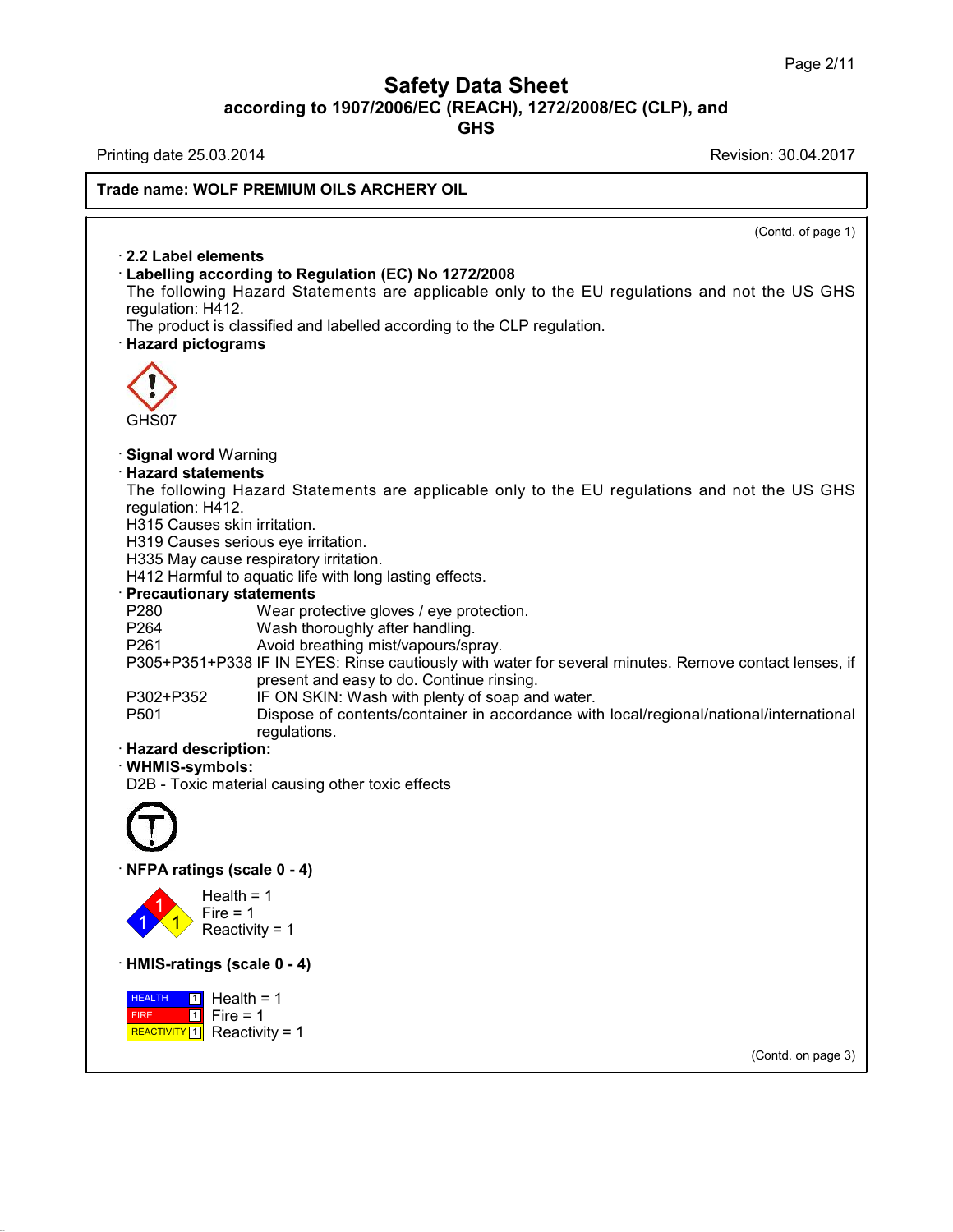(Contd. of page 1)

· **2.2 Label elements**

· **Labelling according to Regulation (EC) No 1272/2008**

The following Hazard Statements are applicable only to the EU regulations and not the US GHS regulation: H412.

The product is classified and labelled according to the CLP regulation.

· **Hazard pictograms**

GHS07

· **Signal word** Warning

· **Hazard statements**

The following Hazard Statements are applicable only to the EU regulations and not the US GHS regulation: H412.

H315 Causes skin irritation.

H319 Causes serious eye irritation.

H335 May cause respiratory irritation.

H412 Harmful to aquatic life with long lasting effects.

· **Precautionary statements**

| | |
|---|---|
| P280 | Wear protective gloves / eye protection. |
| P264 | Wash thoroughly after handling. |
| P261 | Avoid breathing mist/vapours/spray. |
| P305+P351+P338 | IF IN EYES: Rinse cautiously with water for several minutes. Remove contact lenses, if present and easy to do. Continue rinsing. |
| P302+P352 | IF ON SKIN: Wash with plenty of soap and water. |
| P501 | Dispose of contents/container in accordance with local/regional/national/international regulations. |

· **Hazard description:**

· **WHMIS-symbols:**

D2B - Toxic material causing other toxic effects

· **NFPA ratings (scale 0 - 4)**

Health = 1
Fire = 1
Reactivity = 1

· **HMIS-ratings (scale 0 - 4)**

| | | |
|---|---|---|
| HEALTH | 1 | Health = 1 |
| FIRE | 1 | Fire = 1 |
| REACTIVITY | 1 | Reactivity = 1 |

(Contd. on page 3)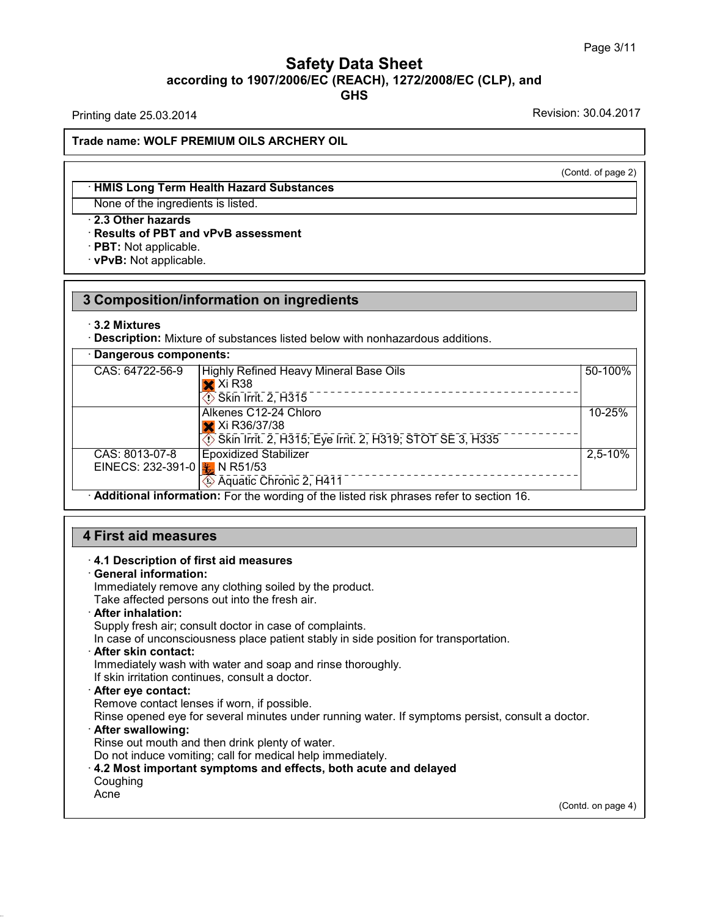**Trade name: WOLF PREMIUM OILS ARCHERY OIL**

(Contd. of page 2)

· **HMIS Long Term Health Hazard Substances**

None of the ingredients is listed.

· **2.3 Other hazards**

· **Results of PBT and vPvB assessment**

· **PBT:** Not applicable.

· **vPvB:** Not applicable.

## 3 Composition/information on ingredients

· **3.2 Mixtures**

· **Description:** Mixture of substances listed below with nonhazardous additions.

· **Dangerous components:**

| | | |
|---|---|---|
| CAS: 64722-56-9 | Highly Refined Heavy Mineral Base Oils<br>Xi R38<br>Skin Irrit. 2, H315 | 50-100% |
| | Alkenes C12-24 Chloro<br>Xi R36/37/38<br>Skin Irrit. 2, H315; Eye Irrit. 2, H319; STOT SE 3, H335 | 10-25% |
| CAS: 8013-07-8<br>EINECS: 232-391-0 | Epoxidized Stabilizer<br>N R51/53<br>Aquatic Chronic 2, H411 | 2,5-10% |

· **Additional information:** For the wording of the listed risk phrases refer to section 16.

## 4 First aid measures

· **4.1 Description of first aid measures**

· **General information:**

Immediately remove any clothing soiled by the product.

Take affected persons out into the fresh air.

· **After inhalation:**

Supply fresh air; consult doctor in case of complaints.

In case of unconsciousness place patient stably in side position for transportation.

· **After skin contact:**

Immediately wash with water and soap and rinse thoroughly.

If skin irritation continues, consult a doctor.

· **After eye contact:**

Remove contact lenses if worn, if possible.

Rinse opened eye for several minutes under running water. If symptoms persist, consult a doctor.

· **After swallowing:**

Rinse out mouth and then drink plenty of water.

Do not induce vomiting; call for medical help immediately.

· **4.2 Most important symptoms and effects, both acute and delayed**

Coughing

Acne

(Contd. on page 4)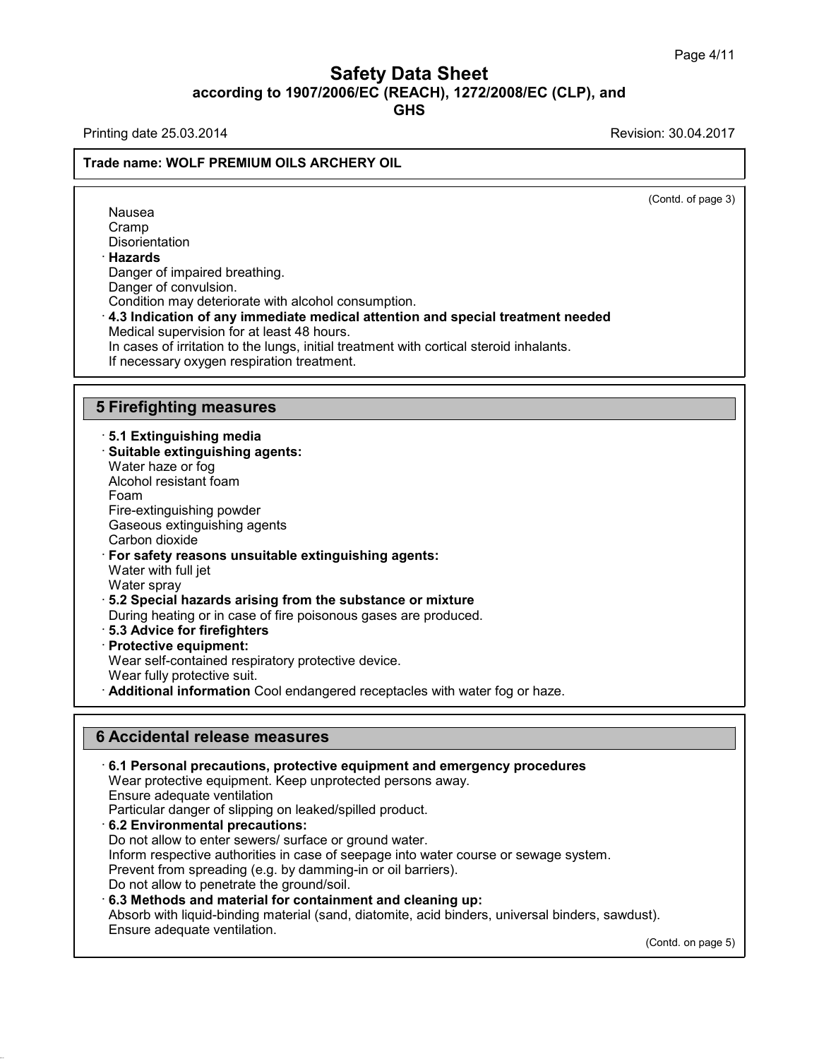(Contd. of page 3)

Nausea
Cramp
Disorientation

· **Hazards**
Danger of impaired breathing.
Danger of convulsion.
Condition may deteriorate with alcohol consumption.

· **4.3 Indication of any immediate medical attention and special treatment needed**
Medical supervision for at least 48 hours.
In cases of irritation to the lungs, initial treatment with cortical steroid inhalants.
If necessary oxygen respiration treatment.

## 5 Firefighting measures

· **5.1 Extinguishing media**

· **Suitable extinguishing agents:**
Water haze or fog
Alcohol resistant foam
Foam
Fire-extinguishing powder
Gaseous extinguishing agents
Carbon dioxide

· **For safety reasons unsuitable extinguishing agents:**
Water with full jet
Water spray

· **5.2 Special hazards arising from the substance or mixture**
During heating or in case of fire poisonous gases are produced.

· **5.3 Advice for firefighters**

· **Protective equipment:**
Wear self-contained respiratory protective device.
Wear fully protective suit.

· **Additional information** Cool endangered receptacles with water fog or haze.

## 6 Accidental release measures

· **6.1 Personal precautions, protective equipment and emergency procedures**
Wear protective equipment. Keep unprotected persons away.
Ensure adequate ventilation
Particular danger of slipping on leaked/spilled product.

· **6.2 Environmental precautions:**
Do not allow to enter sewers/ surface or ground water.
Inform respective authorities in case of seepage into water course or sewage system.
Prevent from spreading (e.g. by damming-in or oil barriers).
Do not allow to penetrate the ground/soil.

· **6.3 Methods and material for containment and cleaning up:**
Absorb with liquid-binding material (sand, diatomite, acid binders, universal binders, sawdust).
Ensure adequate ventilation.

(Contd. on page 5)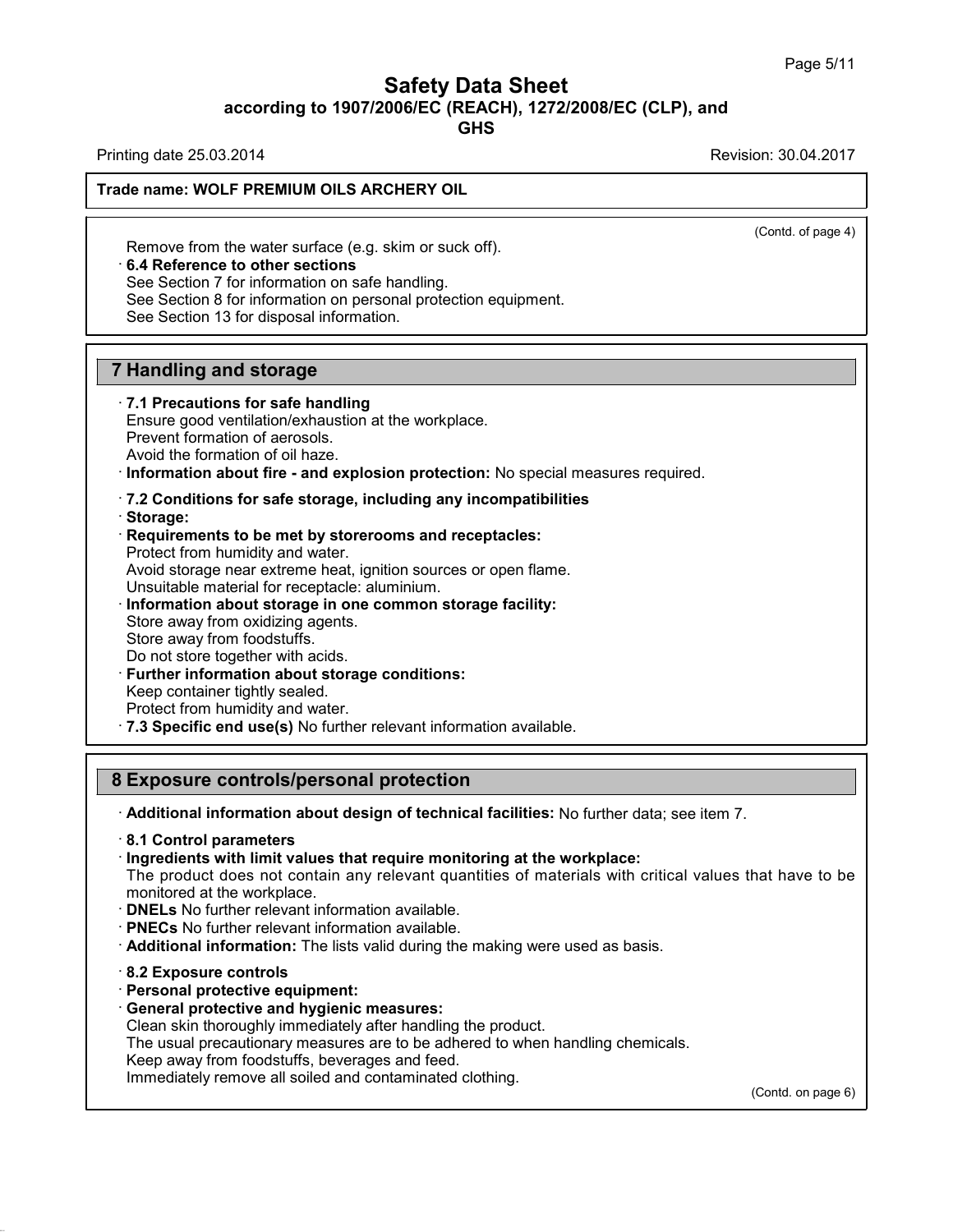(Contd. of page 4)

Remove from the water surface (e.g. skim or suck off).

· **6.4 Reference to other sections**
See Section 7 for information on safe handling.
See Section 8 for information on personal protection equipment.
See Section 13 for disposal information.

## 7 Handling and storage

· **7.1 Precautions for safe handling**
Ensure good ventilation/exhaustion at the workplace.
Prevent formation of aerosols.
Avoid the formation of oil haze.

· **Information about fire - and explosion protection:** No special measures required.

· **7.2 Conditions for safe storage, including any incompatibilities**

· **Storage:**

· **Requirements to be met by storerooms and receptacles:**
Protect from humidity and water.
Avoid storage near extreme heat, ignition sources or open flame.
Unsuitable material for receptacle: aluminium.

· **Information about storage in one common storage facility:**
Store away from oxidizing agents.
Store away from foodstuffs.
Do not store together with acids.

· **Further information about storage conditions:**
Keep container tightly sealed.
Protect from humidity and water.

· **7.3 Specific end use(s)** No further relevant information available.

## 8 Exposure controls/personal protection

· **Additional information about design of technical facilities:** No further data; see item 7.

· **8.1 Control parameters**

· **Ingredients with limit values that require monitoring at the workplace:**
The product does not contain any relevant quantities of materials with critical values that have to be monitored at the workplace.

· **DNELs** No further relevant information available.

· **PNECs** No further relevant information available.

· **Additional information:** The lists valid during the making were used as basis.

· **8.2 Exposure controls**

· **Personal protective equipment:**

· **General protective and hygienic measures:**
Clean skin thoroughly immediately after handling the product.
The usual precautionary measures are to be adhered to when handling chemicals.
Keep away from foodstuffs, beverages and feed.
Immediately remove all soiled and contaminated clothing.

(Contd. on page 6)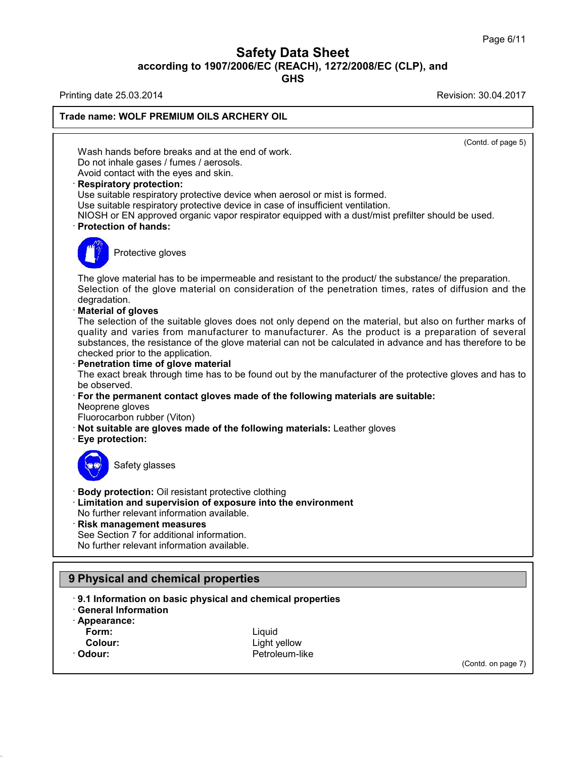(Contd. of page 5)

Wash hands before breaks and at the end of work.
Do not inhale gases / fumes / aerosols.
Avoid contact with the eyes and skin.

· **Respiratory protection:**
Use suitable respiratory protective device when aerosol or mist is formed.
Use suitable respiratory protective device in case of insufficient ventilation.
NIOSH or EN approved organic vapor respirator equipped with a dust/mist prefilter should be used.

· **Protection of hands:**

Protective gloves

The glove material has to be impermeable and resistant to the product/ the substance/ the preparation.
Selection of the glove material on consideration of the penetration times, rates of diffusion and the degradation.

· **Material of gloves**
The selection of the suitable gloves does not only depend on the material, but also on further marks of quality and varies from manufacturer to manufacturer. As the product is a preparation of several substances, the resistance of the glove material can not be calculated in advance and has therefore to be checked prior to the application.

· **Penetration time of glove material**
The exact break through time has to be found out by the manufacturer of the protective gloves and has to be observed.

· **For the permanent contact gloves made of the following materials are suitable:**
Neoprene gloves
Fluorocarbon rubber (Viton)

· **Not suitable are gloves made of the following materials:** Leather gloves

· **Eye protection:**

Safety glasses

· **Body protection:** Oil resistant protective clothing

· **Limitation and supervision of exposure into the environment**
No further relevant information available.

· **Risk management measures**
See Section 7 for additional information.
No further relevant information available.

## 9 Physical and chemical properties

· **9.1 Information on basic physical and chemical properties**

· **General Information**

· **Appearance:**

| | |
|---|---|
| **Form:** | Liquid |
| **Colour:** | Light yellow |
| · **Odour:** | Petroleum-like |

(Contd. on page 7)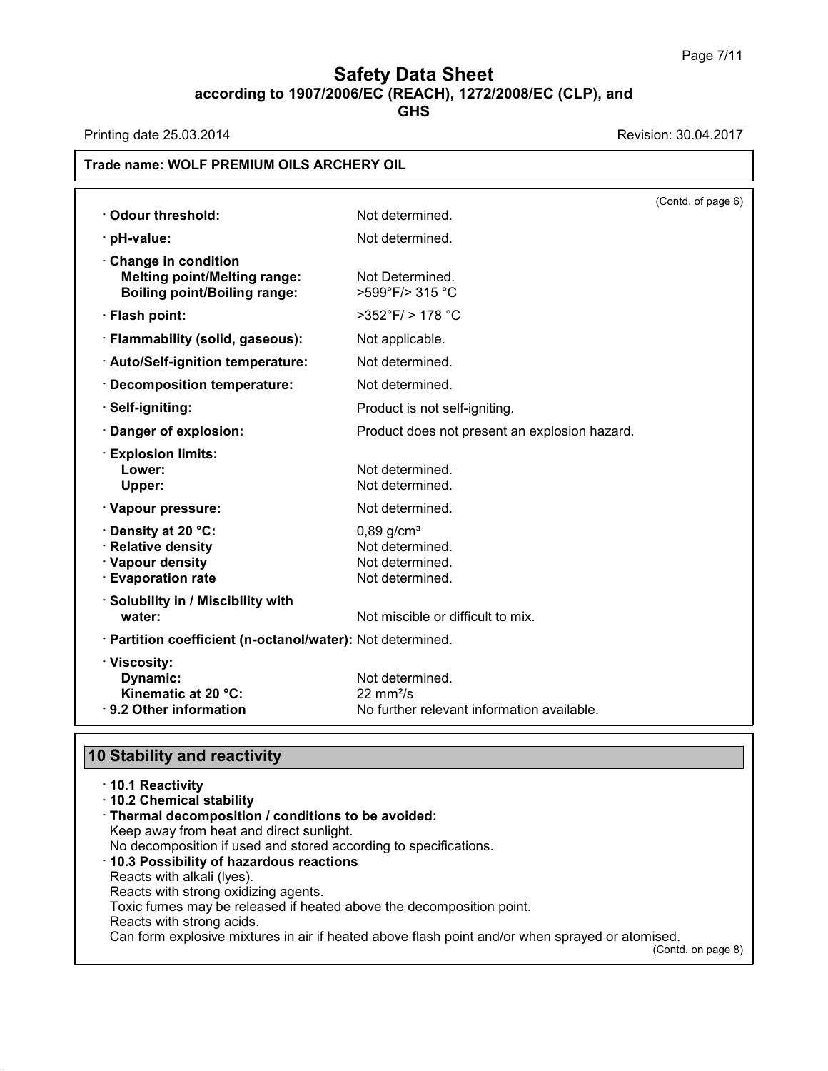# Safety Data Sheet

**according to 1907/2006/EC (REACH), 1272/2008/EC (CLP), and GHS**

Printing date 25.03.2014 Revision: 30.04.2017

**Trade name: WOLF PREMIUM OILS ARCHERY OIL**

(Contd. of page 6)

| | |
|---|---|
| · **Odour threshold:** | Not determined. |
| · **pH-value:** | Not determined. |
| · **Change in condition** | |
| **Melting point/Melting range:** | Not Determined. |
| **Boiling point/Boiling range:** | >599°F/> 315 °C |
| · **Flash point:** | >352°F/ > 178 °C |
| · **Flammability (solid, gaseous):** | Not applicable. |
| · **Auto/Self-ignition temperature:** | Not determined. |
| · **Decomposition temperature:** | Not determined. |
| · **Self-igniting:** | Product is not self-igniting. |
| · **Danger of explosion:** | Product does not present an explosion hazard. |
| · **Explosion limits:** | |
| **Lower:** | Not determined. |
| **Upper:** | Not determined. |
| · **Vapour pressure:** | Not determined. |
| · **Density at 20 °C:** | 0,89 g/cm³ |
| · **Relative density** | Not determined. |
| · **Vapour density** | Not determined. |
| · **Evaporation rate** | Not determined. |
| · **Solubility in / Miscibility with water:** | Not miscible or difficult to mix. |
| · **Partition coefficient (n-octanol/water):** | Not determined. |
| · **Viscosity:** | |
| **Dynamic:** | Not determined. |
| **Kinematic at 20 °C:** | 22 mm²/s |
| · **9.2 Other information** | No further relevant information available. |

## 10 Stability and reactivity

· **10.1 Reactivity**

· **10.2 Chemical stability**

· **Thermal decomposition / conditions to be avoided:**
Keep away from heat and direct sunlight.
No decomposition if used and stored according to specifications.

· **10.3 Possibility of hazardous reactions**
Reacts with alkali (lyes).
Reacts with strong oxidizing agents.
Toxic fumes may be released if heated above the decomposition point.
Reacts with strong acids.
Can form explosive mixtures in air if heated above flash point and/or when sprayed or atomised.

(Contd. on page 8)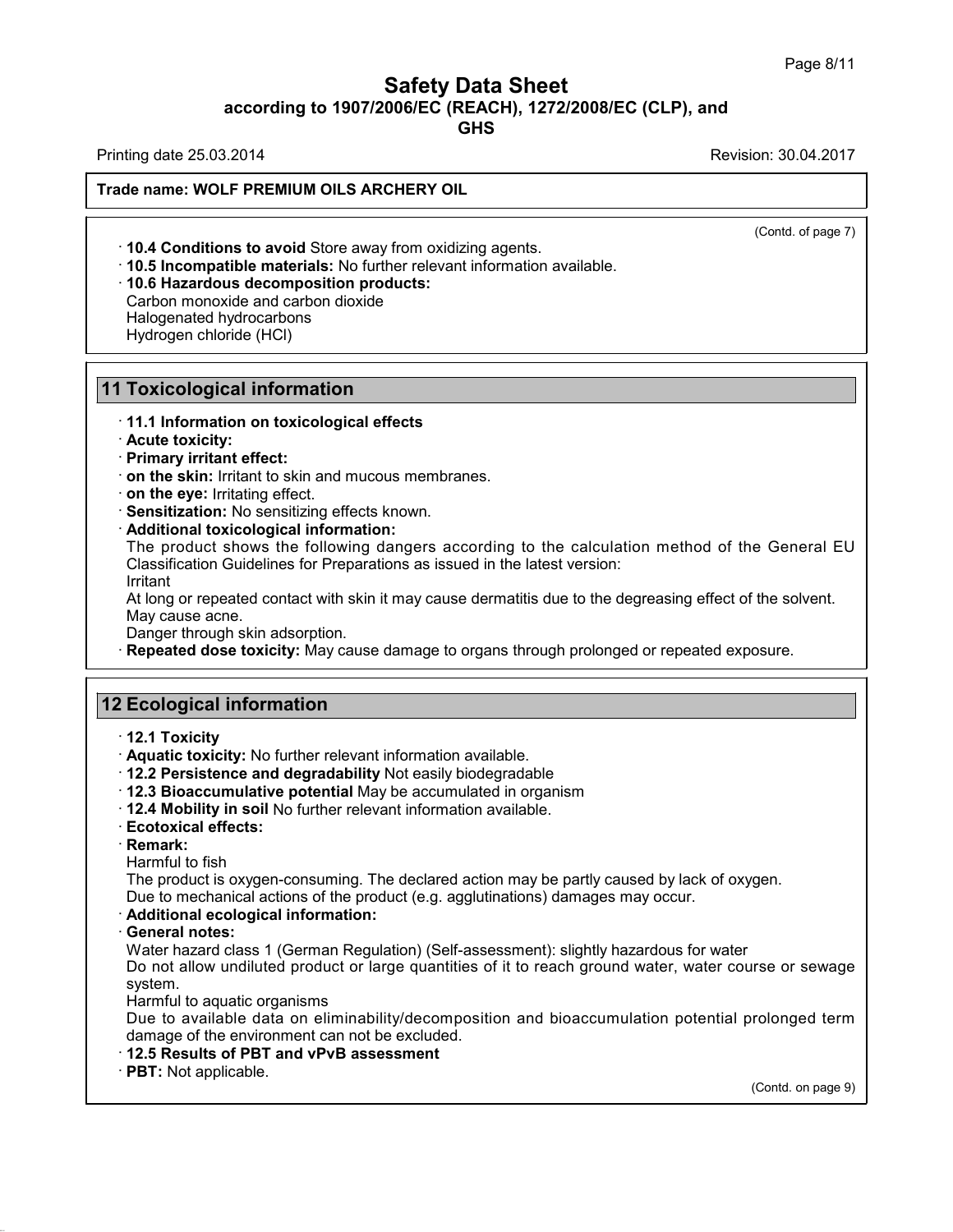(Contd. of page 7)

· **10.4 Conditions to avoid** Store away from oxidizing agents.
· **10.5 Incompatible materials:** No further relevant information available.
· **10.6 Hazardous decomposition products:**
Carbon monoxide and carbon dioxide
Halogenated hydrocarbons
Hydrogen chloride (HCl)

## 11 Toxicological information

· **11.1 Information on toxicological effects**
· **Acute toxicity:**
· **Primary irritant effect:**
· **on the skin:** Irritant to skin and mucous membranes.
· **on the eye:** Irritating effect.
· **Sensitization:** No sensitizing effects known.
· **Additional toxicological information:**
The product shows the following dangers according to the calculation method of the General EU Classification Guidelines for Preparations as issued in the latest version:
Irritant
At long or repeated contact with skin it may cause dermatitis due to the degreasing effect of the solvent.
May cause acne.
Danger through skin adsorption.
· **Repeated dose toxicity:** May cause damage to organs through prolonged or repeated exposure.

## 12 Ecological information

· **12.1 Toxicity**
· **Aquatic toxicity:** No further relevant information available.
· **12.2 Persistence and degradability** Not easily biodegradable
· **12.3 Bioaccumulative potential** May be accumulated in organism
· **12.4 Mobility in soil** No further relevant information available.
· **Ecotoxical effects:**
· **Remark:**
Harmful to fish
The product is oxygen-consuming. The declared action may be partly caused by lack of oxygen.
Due to mechanical actions of the product (e.g. agglutinations) damages may occur.
· **Additional ecological information:**
· **General notes:**
Water hazard class 1 (German Regulation) (Self-assessment): slightly hazardous for water
Do not allow undiluted product or large quantities of it to reach ground water, water course or sewage system.
Harmful to aquatic organisms
Due to available data on eliminability/decomposition and bioaccumulation potential prolonged term damage of the environment can not be excluded.
· **12.5 Results of PBT and vPvB assessment**
· **PBT:** Not applicable.

(Contd. on page 9)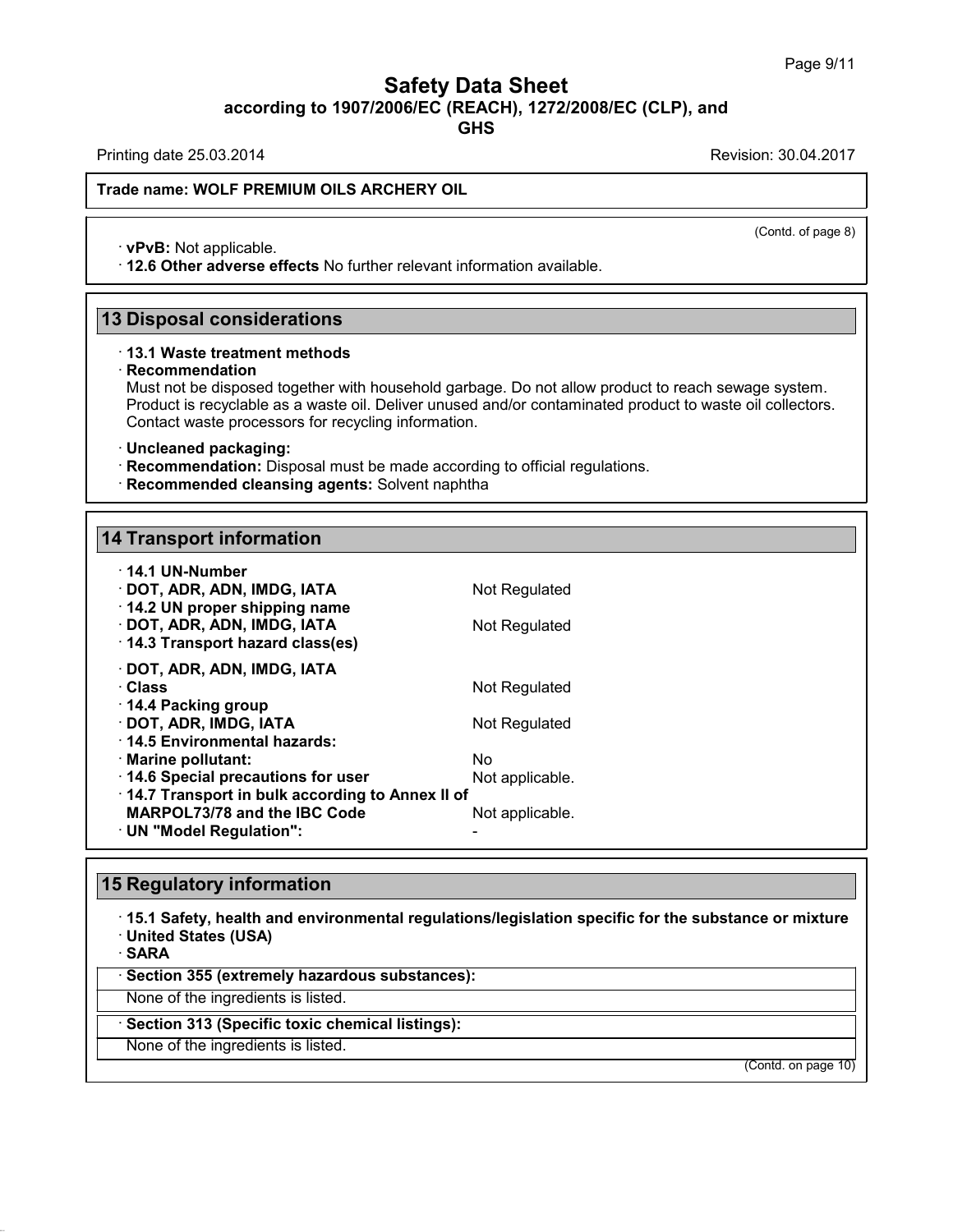(Contd. of page 8)

· **vPvB:** Not applicable.
· **12.6 Other adverse effects** No further relevant information available.

## 13 Disposal considerations

· **13.1 Waste treatment methods**
· **Recommendation**
Must not be disposed together with household garbage. Do not allow product to reach sewage system. Product is recyclable as a waste oil. Deliver unused and/or contaminated product to waste oil collectors. Contact waste processors for recycling information.

· **Uncleaned packaging:**
· **Recommendation:** Disposal must be made according to official regulations.
· **Recommended cleansing agents:** Solvent naphtha

## 14 Transport information

| | |
|---|---|
| · **14.1 UN-Number** | |
| · **DOT, ADR, ADN, IMDG, IATA** | Not Regulated |
| · **14.2 UN proper shipping name** | |
| · **DOT, ADR, ADN, IMDG, IATA** | Not Regulated |
| · **14.3 Transport hazard class(es)** | |
| · **DOT, ADR, ADN, IMDG, IATA** | |
| · **Class** | Not Regulated |
| · **14.4 Packing group** | |
| · **DOT, ADR, IMDG, IATA** | Not Regulated |
| · **14.5 Environmental hazards:** | |
| · **Marine pollutant:** | No |
| · **14.6 Special precautions for user** | Not applicable. |
| · **14.7 Transport in bulk according to Annex II of MARPOL73/78 and the IBC Code** | Not applicable. |
| · **UN "Model Regulation":** | - |

## 15 Regulatory information

· **15.1 Safety, health and environmental regulations/legislation specific for the substance or mixture**
· **United States (USA)**
· **SARA**

· **Section 355 (extremely hazardous substances):**
None of the ingredients is listed.

· **Section 313 (Specific toxic chemical listings):**
None of the ingredients is listed.

(Contd. on page 10)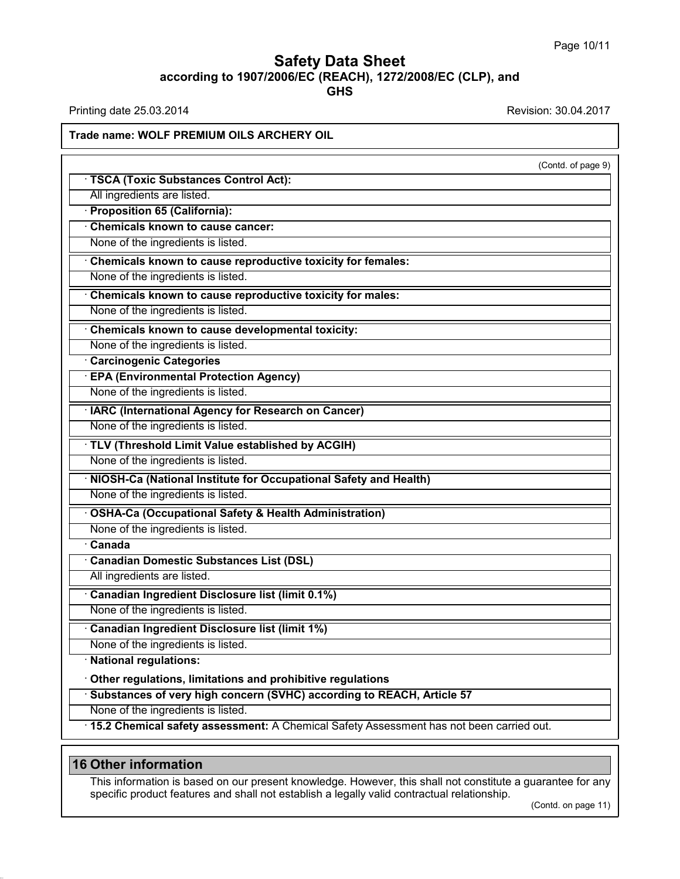**Trade name: WOLF PREMIUM OILS ARCHERY OIL**

(Contd. of page 9)

· **TSCA (Toxic Substances Control Act):**

All ingredients are listed.

· **Proposition 65 (California):**

· **Chemicals known to cause cancer:**

None of the ingredients is listed.

· **Chemicals known to cause reproductive toxicity for females:**

None of the ingredients is listed.

· **Chemicals known to cause reproductive toxicity for males:**

None of the ingredients is listed.

· **Chemicals known to cause developmental toxicity:**

None of the ingredients is listed.

· **Carcinogenic Categories**

· **EPA (Environmental Protection Agency)**

None of the ingredients is listed.

· **IARC (International Agency for Research on Cancer)**

None of the ingredients is listed.

· **TLV (Threshold Limit Value established by ACGIH)**

None of the ingredients is listed.

· **NIOSH-Ca (National Institute for Occupational Safety and Health)**

None of the ingredients is listed.

· **OSHA-Ca (Occupational Safety & Health Administration)**

None of the ingredients is listed.

· **Canada**

· **Canadian Domestic Substances List (DSL)**

All ingredients are listed.

· **Canadian Ingredient Disclosure list (limit 0.1%)**

None of the ingredients is listed.

· **Canadian Ingredient Disclosure list (limit 1%)**

None of the ingredients is listed.

· **National regulations:**

· **Other regulations, limitations and prohibitive regulations**

· **Substances of very high concern (SVHC) according to REACH, Article 57**

None of the ingredients is listed.

· **15.2 Chemical safety assessment:** A Chemical Safety Assessment has not been carried out.

## 16 Other information

This information is based on our present knowledge. However, this shall not constitute a guarantee for any specific product features and shall not establish a legally valid contractual relationship.

(Contd. on page 11)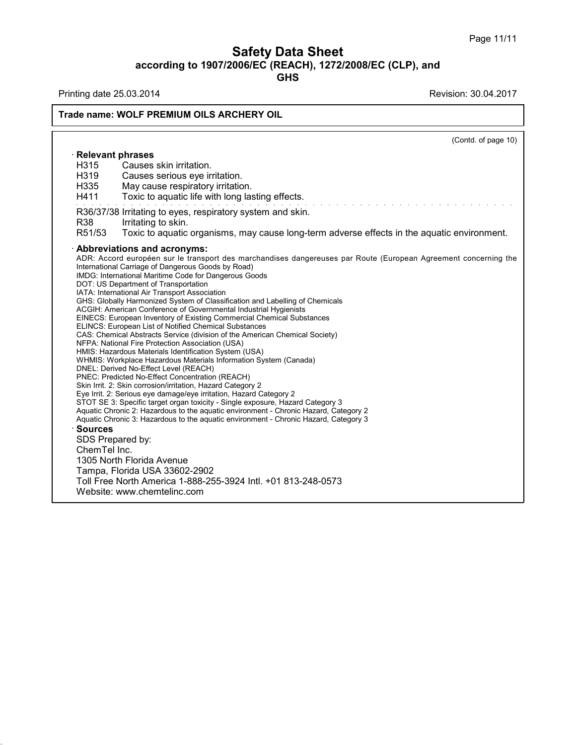**Trade name: WOLF PREMIUM OILS ARCHERY OIL**

(Contd. of page 10)

· **Relevant phrases**

H315 Causes skin irritation.
H319 Causes serious eye irritation.
H335 May cause respiratory irritation.
H411 Toxic to aquatic life with long lasting effects.

R36/37/38 Irritating to eyes, respiratory system and skin.
R38 Irritating to skin.
R51/53 Toxic to aquatic organisms, may cause long-term adverse effects in the aquatic environment.

· **Abbreviations and acronyms:**

ADR: Accord européen sur le transport des marchandises dangereuses par Route (European Agreement concerning the International Carriage of Dangerous Goods by Road)
IMDG: International Maritime Code for Dangerous Goods
DOT: US Department of Transportation
IATA: International Air Transport Association
GHS: Globally Harmonized System of Classification and Labelling of Chemicals
ACGIH: American Conference of Governmental Industrial Hygienists
EINECS: European Inventory of Existing Commercial Chemical Substances
ELINCS: European List of Notified Chemical Substances
CAS: Chemical Abstracts Service (division of the American Chemical Society)
NFPA: National Fire Protection Association (USA)
HMIS: Hazardous Materials Identification System (USA)
WHMIS: Workplace Hazardous Materials Information System (Canada)
DNEL: Derived No-Effect Level (REACH)
PNEC: Predicted No-Effect Concentration (REACH)
Skin Irrit. 2: Skin corrosion/irritation, Hazard Category 2
Eye Irrit. 2: Serious eye damage/eye irritation, Hazard Category 2
STOT SE 3: Specific target organ toxicity - Single exposure, Hazard Category 3
Aquatic Chronic 2: Hazardous to the aquatic environment - Chronic Hazard, Category 2
Aquatic Chronic 3: Hazardous to the aquatic environment - Chronic Hazard, Category 3

· **Sources**

SDS Prepared by:
ChemTel Inc.
1305 North Florida Avenue
Tampa, Florida USA 33602-2902
Toll Free North America 1-888-255-3924 Intl. +01 813-248-0573
Website: www.chemtelinc.com